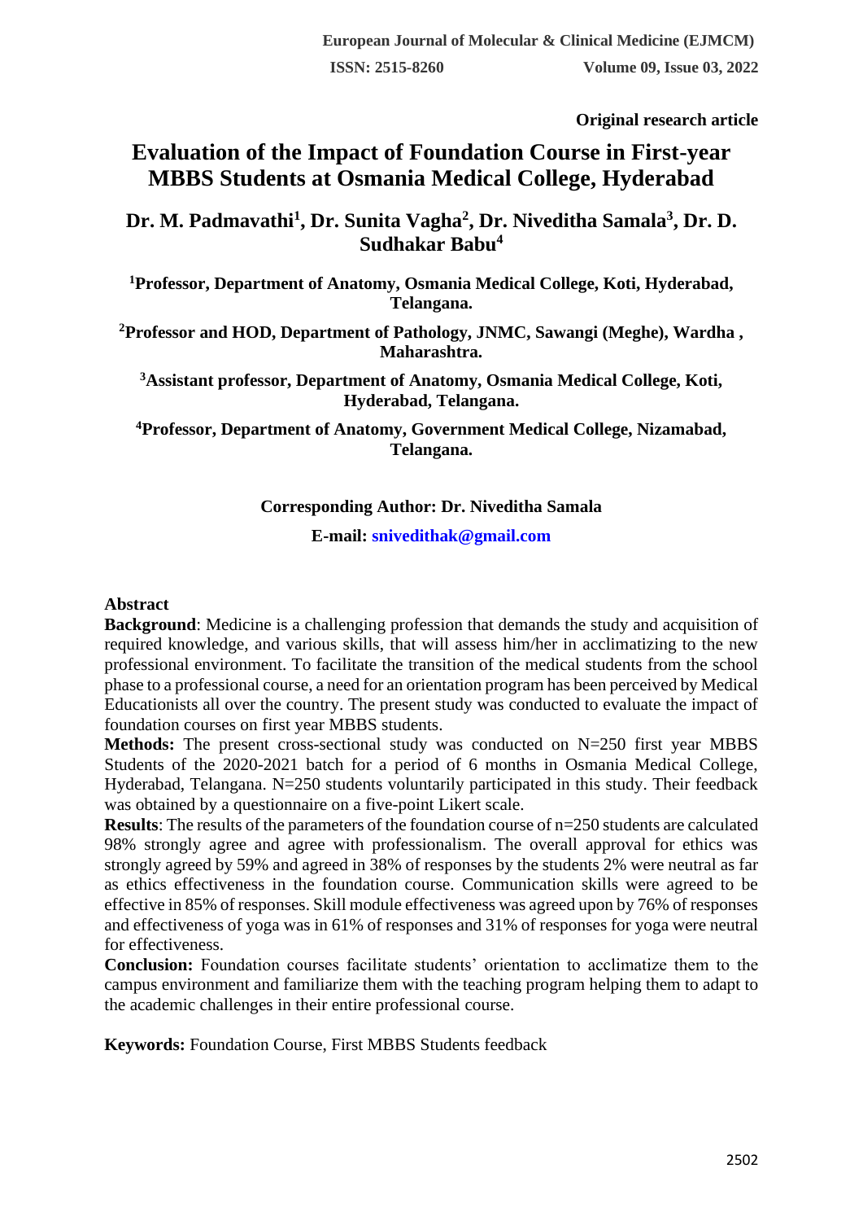Original research article

# Evaluation of the Impact of Foundation Course in First-year MBBS Students at Osmania Medical College, Hyderabad

**Dr. M. Padmavathi[1], Dr. Sunita Vagha[2], Dr. Niveditha Samala[3], Dr. D. Sudhakar Babu[4]**

**[1]Professor, Department of Anatomy, Osmania Medical College, Koti, Hyderabad, Telangana.**

**[2]Professor and HOD, Department of Pathology, JNMC, Sawangi (Meghe), Wardha , Maharashtra.**

**[3]Assistant professor, Department of Anatomy, Osmania Medical College, Koti, Hyderabad, Telangana.**

**[4]Professor, Department of Anatomy, Government Medical College, Nizamabad, Telangana.**

**Corresponding Author: Dr. Niveditha Samala**

**E-mail: snivedithak@gmail.com**

## Abstract

**Background**: Medicine is a challenging profession that demands the study and acquisition of required knowledge, and various skills, that will assess him/her in acclimatizing to the new professional environment. To facilitate the transition of the medical students from the school phase to a professional course, a need for an orientation program has been perceived by Medical Educationists all over the country. The present study was conducted to evaluate the impact of foundation courses on first year MBBS students.

**Methods:** The present cross-sectional study was conducted on N=250 first year MBBS Students of the 2020-2021 batch for a period of 6 months in Osmania Medical College, Hyderabad, Telangana. N=250 students voluntarily participated in this study. Their feedback was obtained by a questionnaire on a five-point Likert scale.

**Results**: The results of the parameters of the foundation course of n=250 students are calculated 98% strongly agree and agree with professionalism. The overall approval for ethics was strongly agreed by 59% and agreed in 38% of responses by the students 2% were neutral as far as ethics effectiveness in the foundation course. Communication skills were agreed to be effective in 85% of responses. Skill module effectiveness was agreed upon by 76% of responses and effectiveness of yoga was in 61% of responses and 31% of responses for yoga were neutral for effectiveness.

**Conclusion:** Foundation courses facilitate students' orientation to acclimatize them to the campus environment and familiarize them with the teaching program helping them to adapt to the academic challenges in their entire professional course.

**Keywords:** Foundation Course, First MBBS Students feedback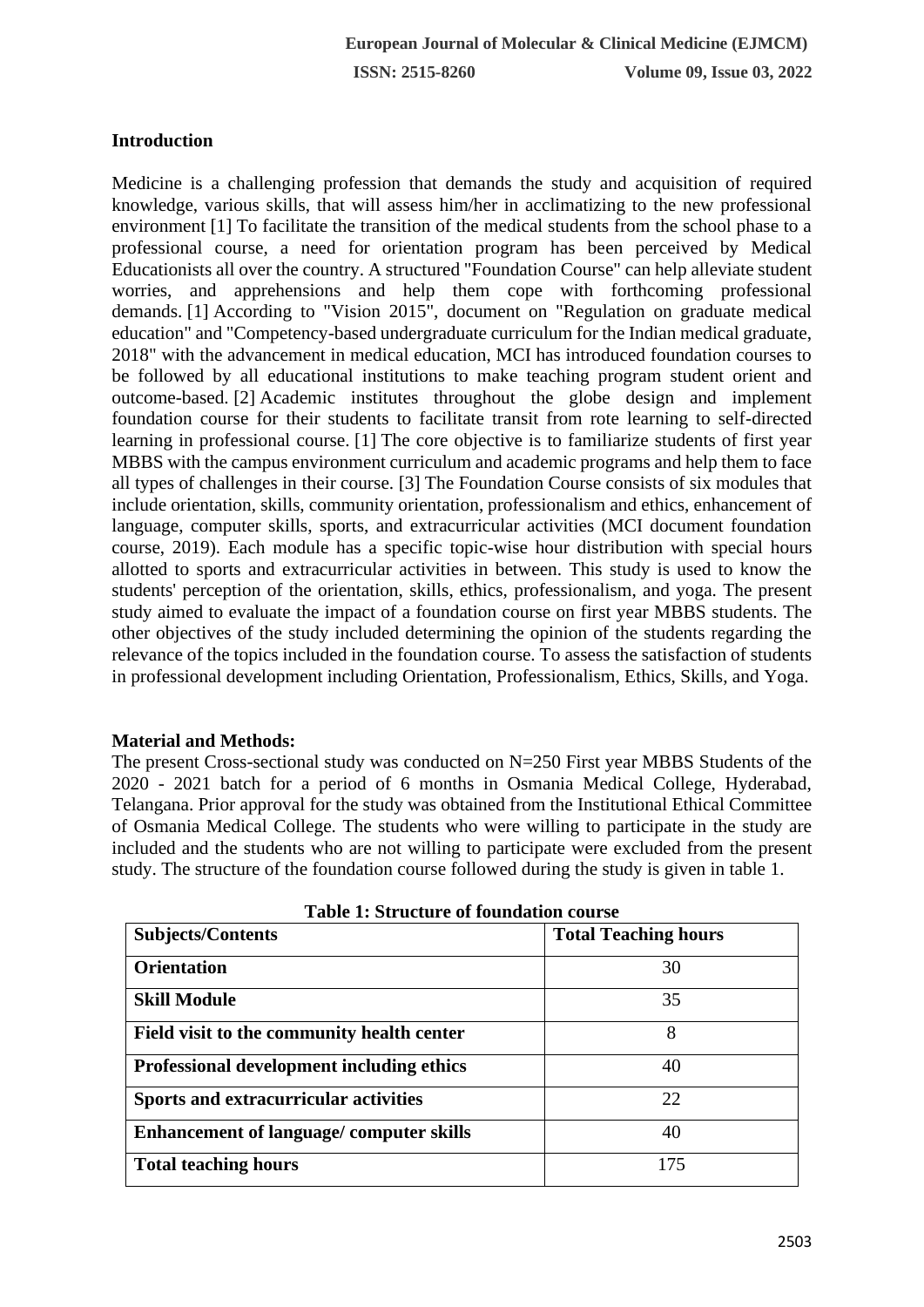## Introduction

Medicine is a challenging profession that demands the study and acquisition of required knowledge, various skills, that will assess him/her in acclimatizing to the new professional environment [1] To facilitate the transition of the medical students from the school phase to a professional course, a need for orientation program has been perceived by Medical Educationists all over the country. A structured "Foundation Course" can help alleviate student worries, and apprehensions and help them cope with forthcoming professional demands. [1] According to "Vision 2015", document on "Regulation on graduate medical education" and "Competency-based undergraduate curriculum for the Indian medical graduate, 2018" with the advancement in medical education, MCI has introduced foundation courses to be followed by all educational institutions to make teaching program student orient and outcome-based. [2] Academic institutes throughout the globe design and implement foundation course for their students to facilitate transit from rote learning to self-directed learning in professional course. [1] The core objective is to familiarize students of first year MBBS with the campus environment curriculum and academic programs and help them to face all types of challenges in their course. [3] The Foundation Course consists of six modules that include orientation, skills, community orientation, professionalism and ethics, enhancement of language, computer skills, sports, and extracurricular activities (MCI document foundation course, 2019). Each module has a specific topic-wise hour distribution with special hours allotted to sports and extracurricular activities in between. This study is used to know the students' perception of the orientation, skills, ethics, professionalism, and yoga. The present study aimed to evaluate the impact of a foundation course on first year MBBS students. The other objectives of the study included determining the opinion of the students regarding the relevance of the topics included in the foundation course. To assess the satisfaction of students in professional development including Orientation, Professionalism, Ethics, Skills, and Yoga.

## Material and Methods:

The present Cross-sectional study was conducted on N=250 First year MBBS Students of the 2020 - 2021 batch for a period of 6 months in Osmania Medical College, Hyderabad, Telangana. Prior approval for the study was obtained from the Institutional Ethical Committee of Osmania Medical College. The students who were willing to participate in the study are included and the students who are not willing to participate were excluded from the present study. The structure of the foundation course followed during the study is given in table 1.

**Table 1: Structure of foundation course**

| Subjects/Contents | Total Teaching hours |
|---|---|
| **Orientation** | 30 |
| **Skill Module** | 35 |
| **Field visit to the community health center** | 8 |
| **Professional development including ethics** | 40 |
| **Sports and extracurricular activities** | 22 |
| **Enhancement of language/ computer skills** | 40 |
| **Total teaching hours** | 175 |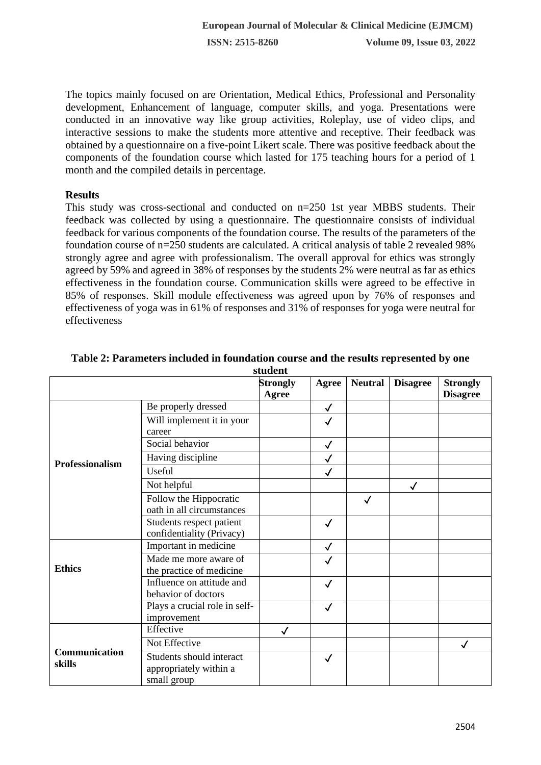The topics mainly focused on are Orientation, Medical Ethics, Professional and Personality development, Enhancement of language, computer skills, and yoga. Presentations were conducted in an innovative way like group activities, Roleplay, use of video clips, and interactive sessions to make the students more attentive and receptive. Their feedback was obtained by a questionnaire on a five-point Likert scale. There was positive feedback about the components of the foundation course which lasted for 175 teaching hours for a period of 1 month and the compiled details in percentage.

**Results**

This study was cross-sectional and conducted on n=250 1st year MBBS students. Their feedback was collected by using a questionnaire. The questionnaire consists of individual feedback for various components of the foundation course. The results of the parameters of the foundation course of n=250 students are calculated. A critical analysis of table 2 revealed 98% strongly agree and agree with professionalism. The overall approval for ethics was strongly agreed by 59% and agreed in 38% of responses by the students 2% were neutral as far as ethics effectiveness in the foundation course. Communication skills were agreed to be effective in 85% of responses. Skill module effectiveness was agreed upon by 76% of responses and effectiveness of yoga was in 61% of responses and 31% of responses for yoga were neutral for effectiveness

**Table 2: Parameters included in foundation course and the results represented by one student**

| | | Strongly Agree | Agree | Neutral | Disagree | Strongly Disagree |
|---|---|---|---|---|---|---|
| **Professionalism** | Be properly dressed | | ✓ | | | |
| | Will implement it in your career | | ✓ | | | |
| | Social behavior | | ✓ | | | |
| | Having discipline | | ✓ | | | |
| | Useful | | ✓ | | | |
| | Not helpful | | | | ✓ | |
| | Follow the Hippocratic oath in all circumstances | | | ✓ | | |
| | Students respect patient confidentiality (Privacy) | | ✓ | | | |
| **Ethics** | Important in medicine | | ✓ | | | |
| | Made me more aware of the practice of medicine | | ✓ | | | |
| | Influence on attitude and behavior of doctors | | ✓ | | | |
| | Plays a crucial role in self-improvement | | ✓ | | | |
| **Communication skills** | Effective | ✓ | | | | |
| | Not Effective | | | | | ✓ |
| | Students should interact appropriately within a small group | | ✓ | | | |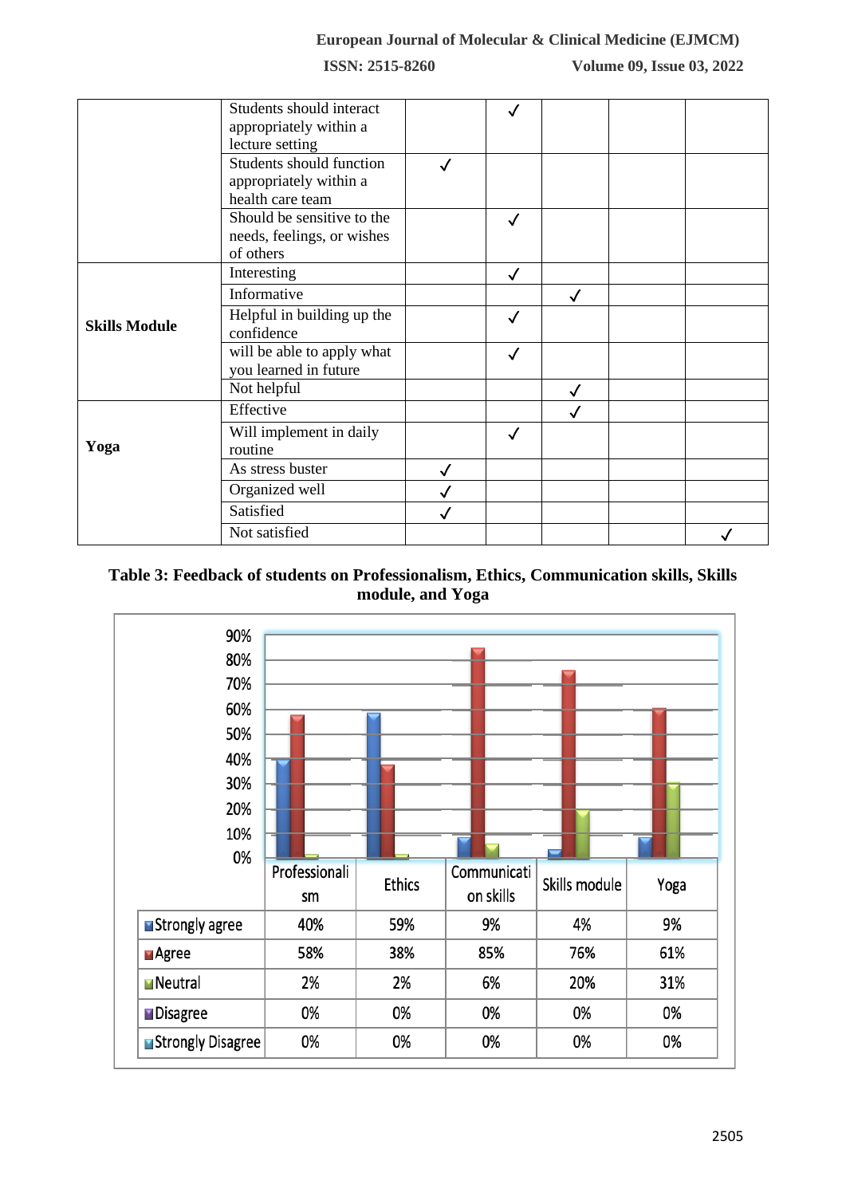| | | | | | | |
|---|---|---|---|---|---|---|
| | Students should interact appropriately within a lecture setting | | ✓ | | | |
| | Students should function appropriately within a health care team | ✓ | | | | |
| | Should be sensitive to the needs, feelings, or wishes of others | | ✓ | | | |
| **Skills Module** | Interesting | | ✓ | | | |
| | Informative | | | ✓ | | |
| | Helpful in building up the confidence | | ✓ | | | |
| | will be able to apply what you learned in future | | ✓ | | | |
| | Not helpful | | | ✓ | | |
| **Yoga** | Effective | | | ✓ | | |
| | Will implement in daily routine | | ✓ | | | |
| | As stress buster | ✓ | | | | |
| | Organized well | ✓ | | | | |
| | Satisfied | ✓ | | | | |
| | Not satisfied | | | | | ✓ |

**Table 3: Feedback of students on Professionalism, Ethics, Communication skills, Skills module, and Yoga**

| | Professionalism | Ethics | Communication skills | Skills module | Yoga |
|---|---|---|---|---|---|
| Strongly agree | 40% | 59% | 9% | 4% | 9% |
| Agree | 58% | 38% | 85% | 76% | 61% |
| Neutral | 2% | 2% | 6% | 20% | 31% |
| Disagree | 0% | 0% | 0% | 0% | 0% |
| Strongly Disagree | 0% | 0% | 0% | 0% | 0% |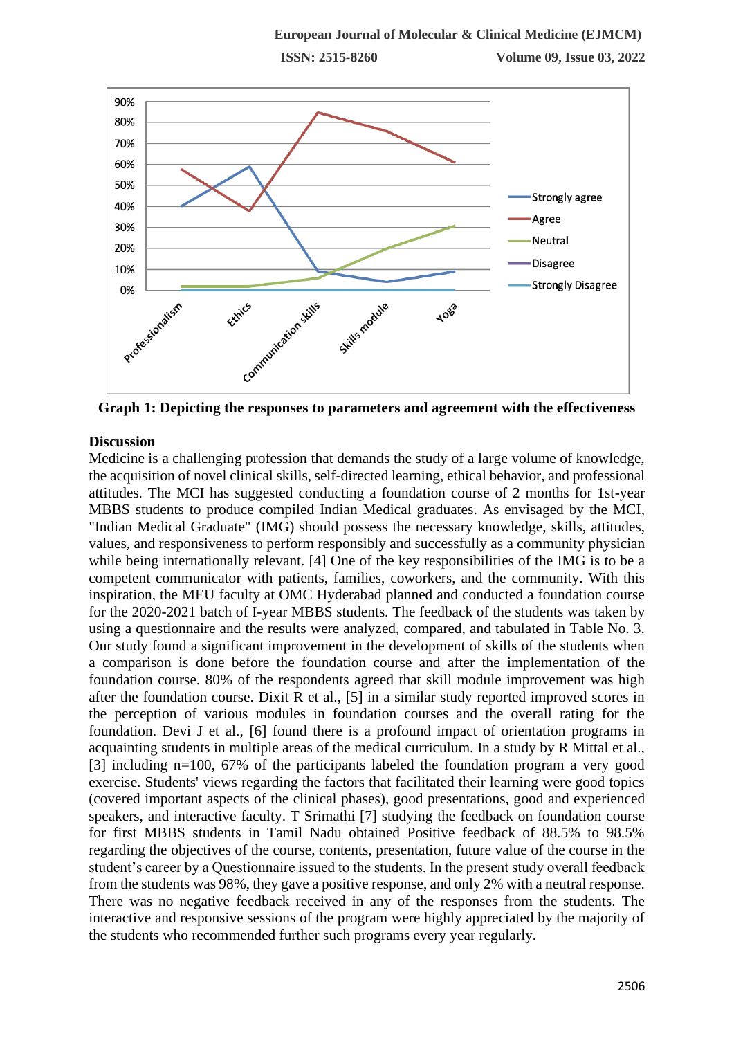Graph 1: Depicting the responses to parameters and agreement with the effectiveness

## Discussion

Medicine is a challenging profession that demands the study of a large volume of knowledge, the acquisition of novel clinical skills, self-directed learning, ethical behavior, and professional attitudes. The MCI has suggested conducting a foundation course of 2 months for 1st-year MBBS students to produce compiled Indian Medical graduates. As envisaged by the MCI, "Indian Medical Graduate" (IMG) should possess the necessary knowledge, skills, attitudes, values, and responsiveness to perform responsibly and successfully as a community physician while being internationally relevant. [4] One of the key responsibilities of the IMG is to be a competent communicator with patients, families, coworkers, and the community. With this inspiration, the MEU faculty at OMC Hyderabad planned and conducted a foundation course for the 2020-2021 batch of I-year MBBS students. The feedback of the students was taken by using a questionnaire and the results were analyzed, compared, and tabulated in Table No. 3. Our study found a significant improvement in the development of skills of the students when a comparison is done before the foundation course and after the implementation of the foundation course. 80% of the respondents agreed that skill module improvement was high after the foundation course. Dixit R et al., [5] in a similar study reported improved scores in the perception of various modules in foundation courses and the overall rating for the foundation. Devi J et al., [6] found there is a profound impact of orientation programs in acquainting students in multiple areas of the medical curriculum. In a study by R Mittal et al., [3] including n=100, 67% of the participants labeled the foundation program a very good exercise. Students' views regarding the factors that facilitated their learning were good topics (covered important aspects of the clinical phases), good presentations, good and experienced speakers, and interactive faculty. T Srimathi [7] studying the feedback on foundation course for first MBBS students in Tamil Nadu obtained Positive feedback of 88.5% to 98.5% regarding the objectives of the course, contents, presentation, future value of the course in the student's career by a Questionnaire issued to the students. In the present study overall feedback from the students was 98%, they gave a positive response, and only 2% with a neutral response. There was no negative feedback received in any of the responses from the students. The interactive and responsive sessions of the program were highly appreciated by the majority of the students who recommended further such programs every year regularly.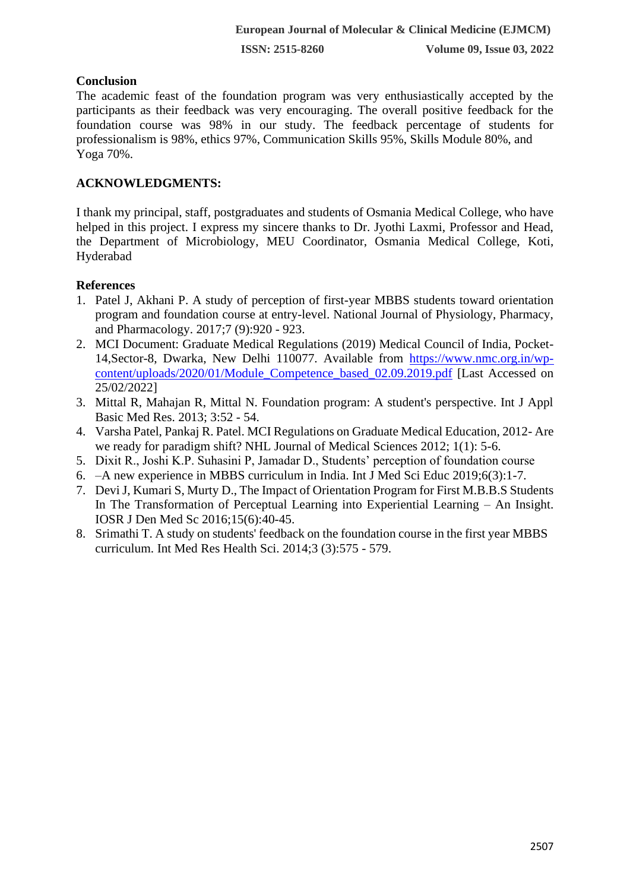## Conclusion

The academic feast of the foundation program was very enthusiastically accepted by the participants as their feedback was very encouraging. The overall positive feedback for the foundation course was 98% in our study. The feedback percentage of students for professionalism is 98%, ethics 97%, Communication Skills 95%, Skills Module 80%, and Yoga 70%.

## ACKNOWLEDGMENTS:

I thank my principal, staff, postgraduates and students of Osmania Medical College, who have helped in this project. I express my sincere thanks to Dr. Jyothi Laxmi, Professor and Head, the Department of Microbiology, MEU Coordinator, Osmania Medical College, Koti, Hyderabad

## References

1. Patel J, Akhani P. A study of perception of first-year MBBS students toward orientation program and foundation course at entry-level. National Journal of Physiology, Pharmacy, and Pharmacology. 2017;7 (9):920 - 923.
2. MCI Document: Graduate Medical Regulations (2019) Medical Council of India, Pocket-14,Sector-8, Dwarka, New Delhi 110077. Available from https://www.nmc.org.in/wp-content/uploads/2020/01/Module_Competence_based_02.09.2019.pdf [Last Accessed on 25/02/2022]
3. Mittal R, Mahajan R, Mittal N. Foundation program: A student's perspective. Int J Appl Basic Med Res. 2013; 3:52 - 54.
4. Varsha Patel, Pankaj R. Patel. MCI Regulations on Graduate Medical Education, 2012- Are we ready for paradigm shift? NHL Journal of Medical Sciences 2012; 1(1): 5-6.
5. Dixit R., Joshi K.P. Suhasini P, Jamadar D., Students' perception of foundation course
6. –A new experience in MBBS curriculum in India. Int J Med Sci Educ 2019;6(3):1-7.
7. Devi J, Kumari S, Murty D., The Impact of Orientation Program for First M.B.B.S Students In The Transformation of Perceptual Learning into Experiential Learning – An Insight. IOSR J Den Med Sc 2016;15(6):40-45.
8. Srimathi T. A study on students' feedback on the foundation course in the first year MBBS curriculum. Int Med Res Health Sci. 2014;3 (3):575 - 579.